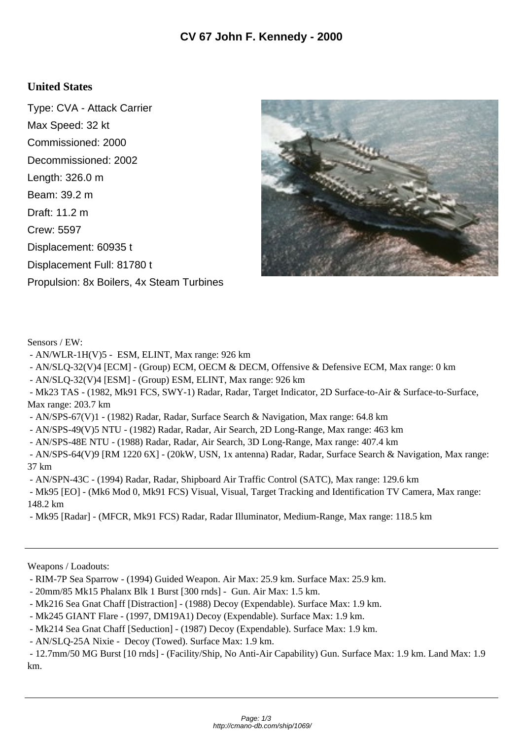# CV 67 John F. Kennedy - 2000

## United States

Type: CVA - Attack Carrier

Max Speed: 32 kt

Commissioned: 2000

Decommissioned: 2002

Length: 326.0 m

Beam: 39.2 m

Draft: 11.2 m

Crew: 5597

Displacement: 60935 t

Displacement Full: 81780 t

Propulsion: 8x Boilers, 4x Steam Turbines

Sensors / EW:

- AN/WLR-1H(V)5 - ESM, ELINT, Max range: 926 km
- AN/SLQ-32(V)4 [ECM] - (Group) ECM, OECM & DECM, Offensive & Defensive ECM, Max range: 0 km
- AN/SLQ-32(V)4 [ESM] - (Group) ESM, ELINT, Max range: 926 km
- Mk23 TAS - (1982, Mk91 FCS, SWY-1) Radar, Radar, Target Indicator, 2D Surface-to-Air & Surface-to-Surface, Max range: 203.7 km
- AN/SPS-67(V)1 - (1982) Radar, Radar, Surface Search & Navigation, Max range: 64.8 km
- AN/SPS-49(V)5 NTU - (1982) Radar, Radar, Air Search, 2D Long-Range, Max range: 463 km
- AN/SPS-48E NTU - (1988) Radar, Radar, Air Search, 3D Long-Range, Max range: 407.4 km
- AN/SPS-64(V)9 [RM 1220 6X] - (20kW, USN, 1x antenna) Radar, Radar, Surface Search & Navigation, Max range: 37 km
- AN/SPN-43C - (1994) Radar, Radar, Shipboard Air Traffic Control (SATC), Max range: 129.6 km
- Mk95 [EO] - (Mk6 Mod 0, Mk91 FCS) Visual, Visual, Target Tracking and Identification TV Camera, Max range: 148.2 km
- Mk95 [Radar] - (MFCR, Mk91 FCS) Radar, Radar Illuminator, Medium-Range, Max range: 118.5 km

---

Weapons / Loadouts:

- RIM-7P Sea Sparrow - (1994) Guided Weapon. Air Max: 25.9 km. Surface Max: 25.9 km.
- 20mm/85 Mk15 Phalanx Blk 1 Burst [300 rnds] - Gun. Air Max: 1.5 km.
- Mk216 Sea Gnat Chaff [Distraction] - (1988) Decoy (Expendable). Surface Max: 1.9 km.
- Mk245 GIANT Flare - (1997, DM19A1) Decoy (Expendable). Surface Max: 1.9 km.
- Mk214 Sea Gnat Chaff [Seduction] - (1987) Decoy (Expendable). Surface Max: 1.9 km.
- AN/SLQ-25A Nixie - Decoy (Towed). Surface Max: 1.9 km.
- 12.7mm/50 MG Burst [10 rnds] - (Facility/Ship, No Anti-Air Capability) Gun. Surface Max: 1.9 km. Land Max: 1.9 km.

---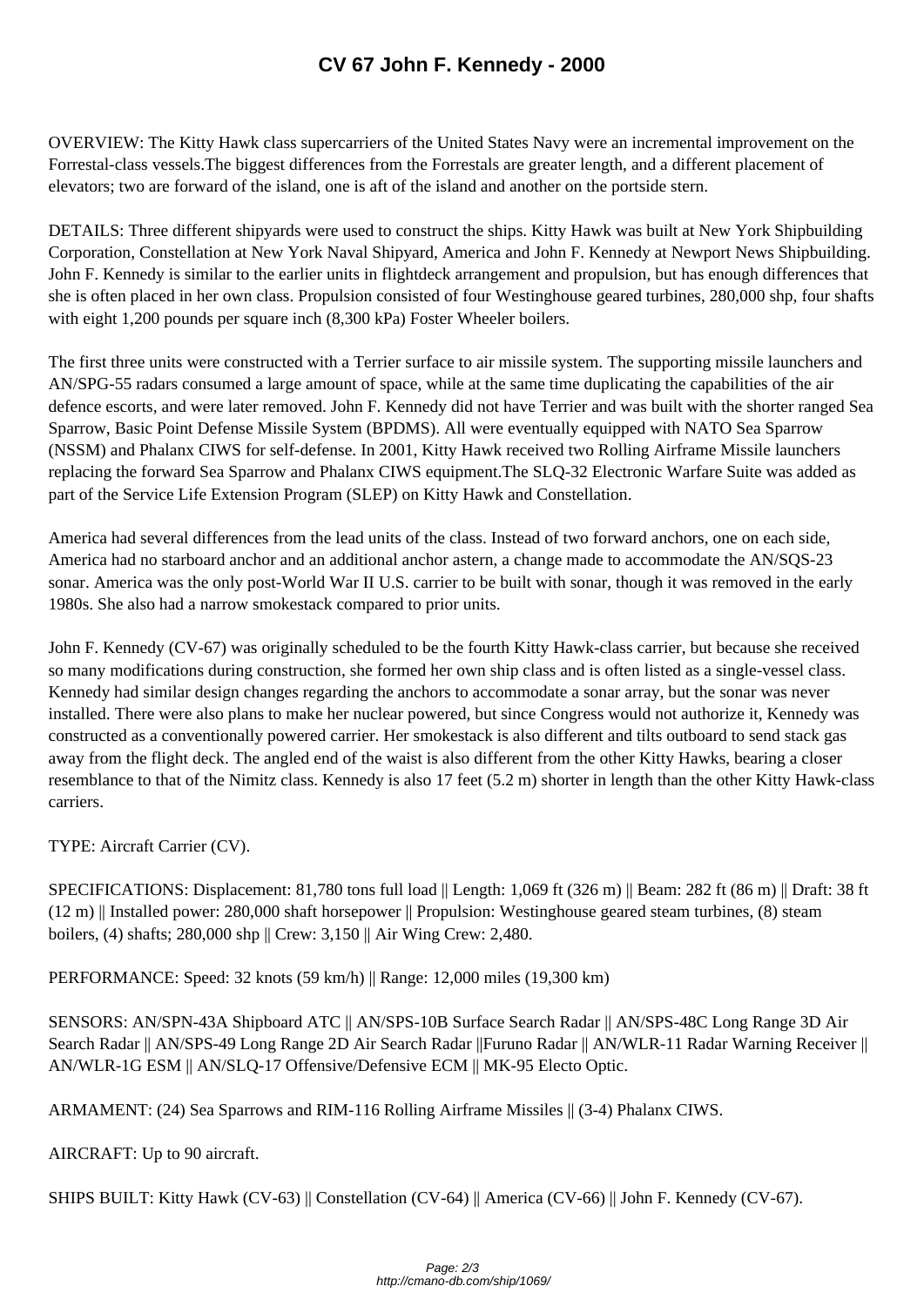# CV 67 John F. Kennedy - 2000

OVERVIEW: The Kitty Hawk class supercarriers of the United States Navy were an incremental improvement on the Forrestal-class vessels.The biggest differences from the Forrestals are greater length, and a different placement of elevators; two are forward of the island, one is aft of the island and another on the portside stern.

DETAILS: Three different shipyards were used to construct the ships. Kitty Hawk was built at New York Shipbuilding Corporation, Constellation at New York Naval Shipyard, America and John F. Kennedy at Newport News Shipbuilding. John F. Kennedy is similar to the earlier units in flightdeck arrangement and propulsion, but has enough differences that she is often placed in her own class. Propulsion consisted of four Westinghouse geared turbines, 280,000 shp, four shafts with eight 1,200 pounds per square inch (8,300 kPa) Foster Wheeler boilers.

The first three units were constructed with a Terrier surface to air missile system. The supporting missile launchers and AN/SPG-55 radars consumed a large amount of space, while at the same time duplicating the capabilities of the air defence escorts, and were later removed. John F. Kennedy did not have Terrier and was built with the shorter ranged Sea Sparrow, Basic Point Defense Missile System (BPDMS). All were eventually equipped with NATO Sea Sparrow (NSSM) and Phalanx CIWS for self-defense. In 2001, Kitty Hawk received two Rolling Airframe Missile launchers replacing the forward Sea Sparrow and Phalanx CIWS equipment.The SLQ-32 Electronic Warfare Suite was added as part of the Service Life Extension Program (SLEP) on Kitty Hawk and Constellation.

America had several differences from the lead units of the class. Instead of two forward anchors, one on each side, America had no starboard anchor and an additional anchor astern, a change made to accommodate the AN/SQS-23 sonar. America was the only post-World War II U.S. carrier to be built with sonar, though it was removed in the early 1980s. She also had a narrow smokestack compared to prior units.

John F. Kennedy (CV-67) was originally scheduled to be the fourth Kitty Hawk-class carrier, but because she received so many modifications during construction, she formed her own ship class and is often listed as a single-vessel class. Kennedy had similar design changes regarding the anchors to accommodate a sonar array, but the sonar was never installed. There were also plans to make her nuclear powered, but since Congress would not authorize it, Kennedy was constructed as a conventionally powered carrier. Her smokestack is also different and tilts outboard to send stack gas away from the flight deck. The angled end of the waist is also different from the other Kitty Hawks, bearing a closer resemblance to that of the Nimitz class. Kennedy is also 17 feet (5.2 m) shorter in length than the other Kitty Hawk-class carriers.

TYPE: Aircraft Carrier (CV).

SPECIFICATIONS: Displacement: 81,780 tons full load || Length: 1,069 ft (326 m) || Beam: 282 ft (86 m) || Draft: 38 ft (12 m) || Installed power: 280,000 shaft horsepower || Propulsion: Westinghouse geared steam turbines, (8) steam boilers, (4) shafts; 280,000 shp || Crew: 3,150 || Air Wing Crew: 2,480.

PERFORMANCE: Speed: 32 knots (59 km/h) || Range: 12,000 miles (19,300 km)

SENSORS: AN/SPN-43A Shipboard ATC || AN/SPS-10B Surface Search Radar || AN/SPS-48C Long Range 3D Air Search Radar || AN/SPS-49 Long Range 2D Air Search Radar ||Furuno Radar || AN/WLR-11 Radar Warning Receiver || AN/WLR-1G ESM || AN/SLQ-17 Offensive/Defensive ECM || MK-95 Electo Optic.

ARMAMENT: (24) Sea Sparrows and RIM-116 Rolling Airframe Missiles || (3-4) Phalanx CIWS.

AIRCRAFT: Up to 90 aircraft.

SHIPS BUILT: Kitty Hawk (CV-63) || Constellation (CV-64) || America (CV-66) || John F. Kennedy (CV-67).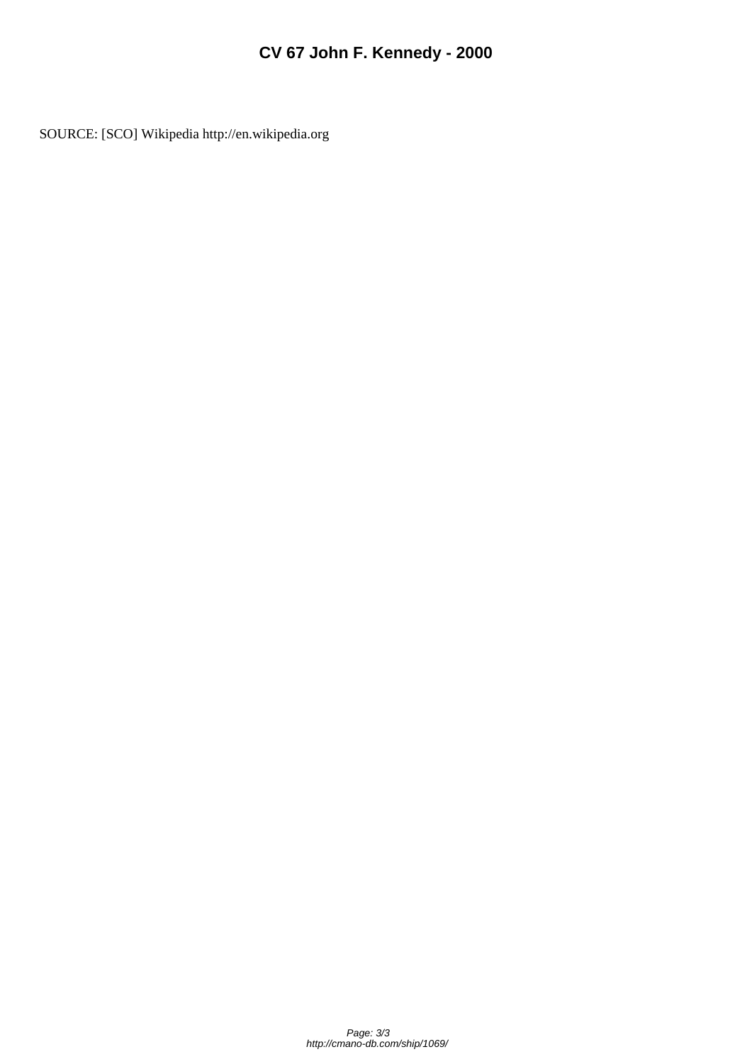SOURCE: [SCO] Wikipedia http://en.wikipedia.org